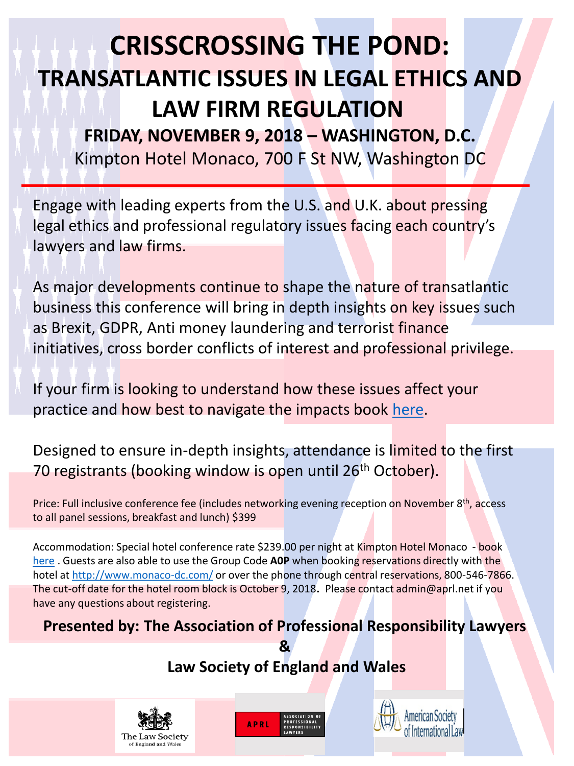# CRISSCROSSING THE POND:

# TRANSATLANTIC ISSUES IN LEGAL ETHICS AND LAW FIRM REGULATION

**FRIDAY, NOVEMBER 9, 2018 – WASHINGTON, D.C.**

Kimpton Hotel Monaco, 700 F St NW, Washington DC

---

Engage with leading experts from the U.S. and U.K. about pressing legal ethics and professional regulatory issues facing each country's lawyers and law firms.

As major developments continue to shape the nature of transatlantic business this conference will bring in depth insights on key issues such as Brexit, GDPR, Anti money laundering and terrorist finance initiatives, cross border conflicts of interest and professional privilege.

If your firm is looking to understand how these issues affect your practice and how best to navigate the impacts book here.

Designed to ensure in-depth insights, attendance is limited to the first 70 registrants (booking window is open until 26th October).

Price: Full inclusive conference fee (includes networking evening reception on November 8th, access to all panel sessions, breakfast and lunch) $399

Accommodation: Special hotel conference rate $239.00 per night at Kimpton Hotel Monaco - book here . Guests are also able to use the Group Code **A0P** when booking reservations directly with the hotel at http://www.monaco-dc.com/ or over the phone through central reservations, 800-546-7866. The cut-off date for the hotel room block is October 9, 2018**.** Please contact admin@aprl.net if you have any questions about registering.

**Presented by: The Association of Professional Responsibility Lawyers**

**&**

**Law Society of England and Wales**

The Law Society of England and Wales

APRL ASSOCIATION OF PROFESSIONAL RESPONSIBILITY LAWYERS

American Society of International Law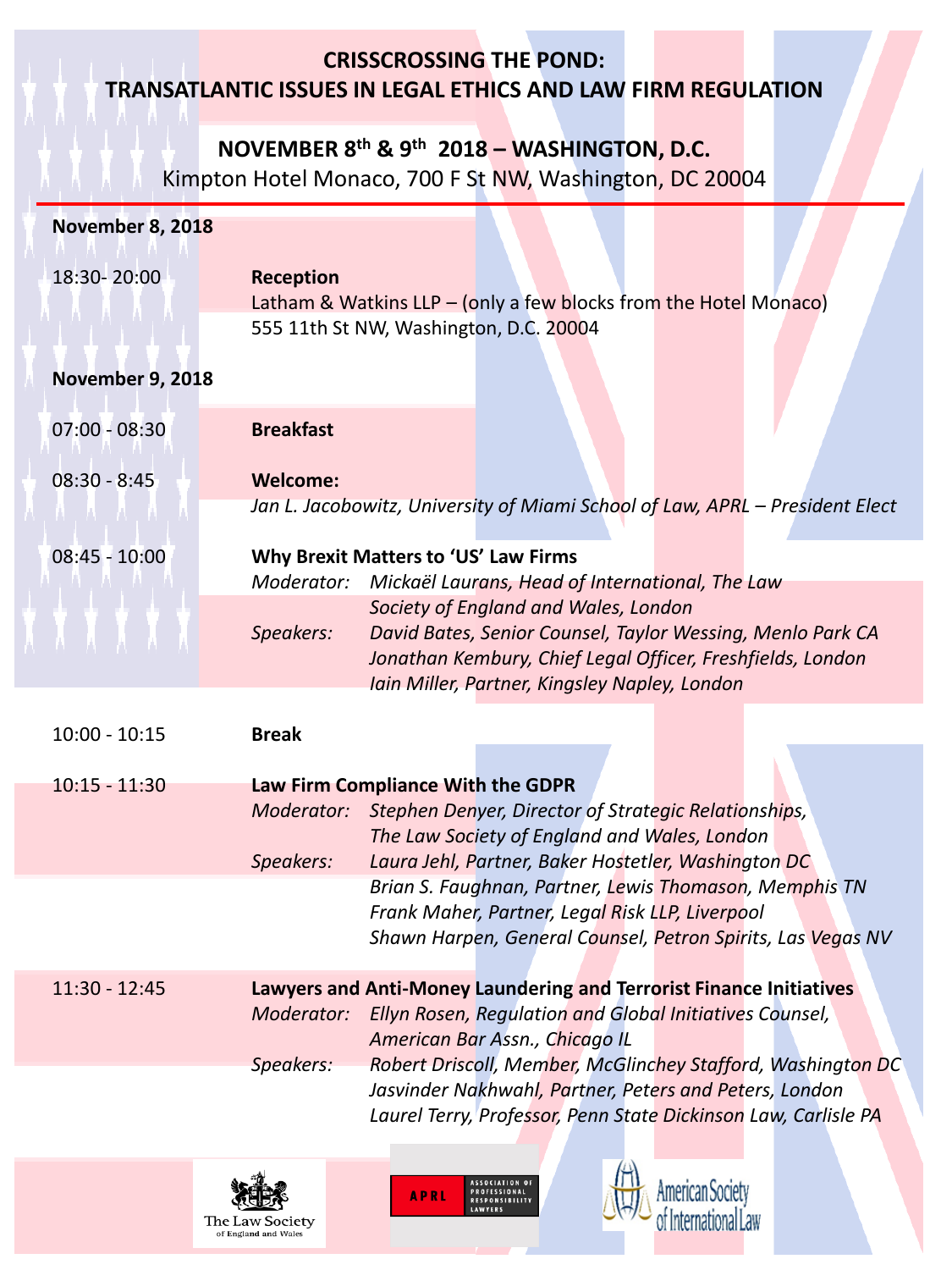# CRISSCROSSING THE POND: TRANSATLANTIC ISSUES IN LEGAL ETHICS AND LAW FIRM REGULATION

## NOVEMBER 8th & 9th 2018 – WASHINGTON, D.C.

Kimpton Hotel Monaco, 700 F St NW, Washington, DC 20004

### November 8, 2018

**18:30- 20:00** — **Reception**
Latham & Watkins LLP – (only a few blocks from the Hotel Monaco)
555 11th St NW, Washington, D.C. 20004

### November 9, 2018

**07:00 - 08:30** — **Breakfast**

**08:30 - 8:45** — **Welcome:**
*Jan L. Jacobowitz, University of Miami School of Law, APRL – President Elect*

**08:45 - 10:00** — **Why Brexit Matters to 'US' Law Firms**

*Moderator:* *Mickaël Laurans, Head of International, The Law Society of England and Wales, London*

*Speakers:*
- *David Bates, Senior Counsel, Taylor Wessing, Menlo Park CA*
- *Jonathan Kembury, Chief Legal Officer, Freshfields, London*
- *Iain Miller, Partner, Kingsley Napley, London*

**10:00 - 10:15** — **Break**

**10:15 - 11:30** — **Law Firm Compliance With the GDPR**

*Moderator:* *Stephen Denyer, Director of Strategic Relationships, The Law Society of England and Wales, London*

*Speakers:*
- *Laura Jehl, Partner, Baker Hostetler, Washington DC*
- *Brian S. Faughnan, Partner, Lewis Thomason, Memphis TN*
- *Frank Maher, Partner, Legal Risk LLP, Liverpool*
- *Shawn Harpen, General Counsel, Petron Spirits, Las Vegas NV*

**11:30 - 12:45** — **Lawyers and Anti-Money Laundering and Terrorist Finance Initiatives**

*Moderator:* *Ellyn Rosen, Regulation and Global Initiatives Counsel, American Bar Assn., Chicago IL*

*Speakers:*
- *Robert Driscoll, Member, McGlinchey Stafford, Washington DC*
- *Jasvinder Nakhwahl, Partner, Peters and Peters, London*
- *Laurel Terry, Professor, Penn State Dickinson Law, Carlisle PA*

The Law Society of England and Wales | APRL Association of Professional Responsibility Lawyers | American Society of International Law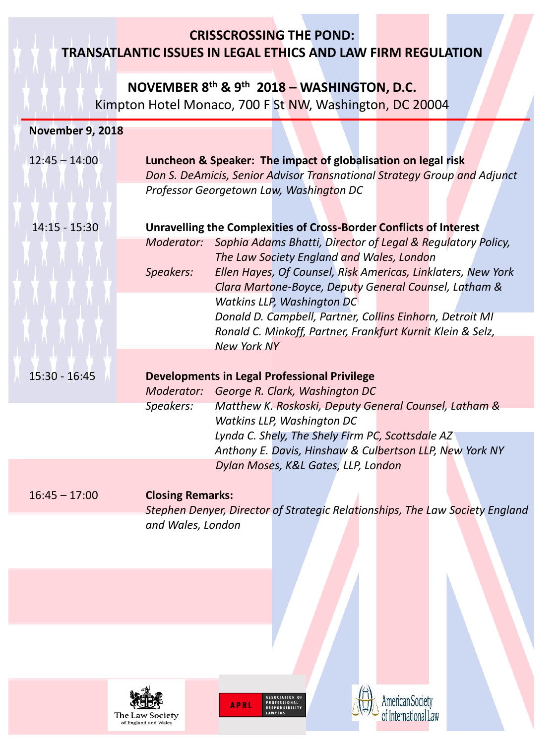# CRISSCROSSING THE POND: TRANSATLANTIC ISSUES IN LEGAL ETHICS AND LAW FIRM REGULATION

## NOVEMBER 8th & 9th 2018 – WASHINGTON, D.C.

Kimpton Hotel Monaco, 700 F St NW, Washington, DC 20004

**November 9, 2018**

12:45 – 14:00 **Luncheon & Speaker: The impact of globalisation on legal risk**
*Don S. DeAmicis, Senior Advisor Transnational Strategy Group and Adjunct Professor Georgetown Law, Washington DC*

14:15 - 15:30 **Unravelling the Complexities of Cross-Border Conflicts of Interest**
*Moderator: Sophia Adams Bhatti, Director of Legal & Regulatory Policy, The Law Society England and Wales, London*
*Speakers: Ellen Hayes, Of Counsel, Risk Americas, Linklaters, New York*
*Clara Martone-Boyce, Deputy General Counsel, Latham & Watkins LLP, Washington DC*
*Donald D. Campbell, Partner, Collins Einhorn, Detroit MI*
*Ronald C. Minkoff, Partner, Frankfurt Kurnit Klein & Selz, New York NY*

15:30 - 16:45 **Developments in Legal Professional Privilege**
*Moderator: George R. Clark, Washington DC*
*Speakers: Matthew K. Roskoski, Deputy General Counsel, Latham & Watkins LLP, Washington DC*
*Lynda C. Shely, The Shely Firm PC, Scottsdale AZ*
*Anthony E. Davis, Hinshaw & Culbertson LLP, New York NY*
*Dylan Moses, K&L Gates, LLP, London*

16:45 – 17:00 **Closing Remarks:**
*Stephen Denyer, Director of Strategic Relationships, The Law Society England and Wales, London*

The Law Society of England and Wales

APRL ASSOCIATION OF PROFESSIONAL RESPONSIBILITY LAWYERS

American Society of International Law